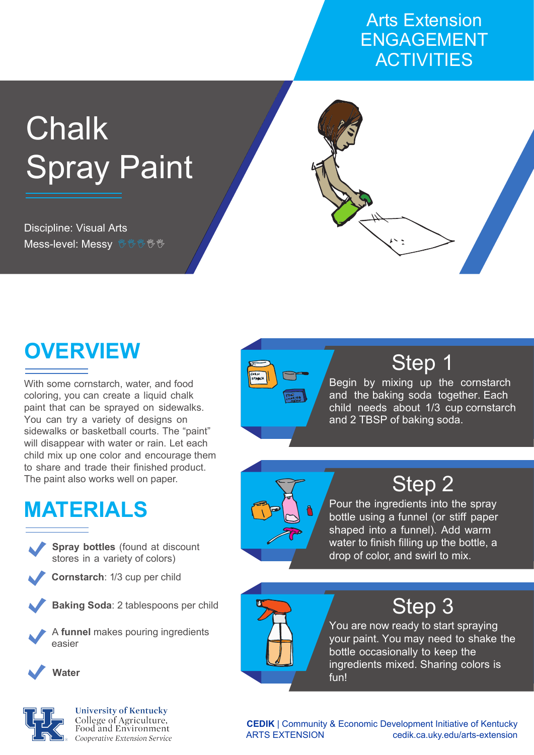Arts Extension ENGAGEMENT ACTIVITIES

# Chalk Spray Paint

Discipline: Visual Arts

Mess-level: Messy

## OVERVIEW

With some cornstarch, water, and food coloring, you can create a liquid chalk paint that can be sprayed on sidewalks. You can try a variety of designs on sidewalks or basketball courts. The "paint" will disappear with water or rain. Let each child mix up one color and encourage them to share and trade their finished product. The paint also works well on paper.

## MATERIALS

- **Spray bottles** (found at discount stores in a variety of colors)
- **Cornstarch**: 1/3 cup per child
- **Baking Soda**: 2 tablespoons per child
- A **funnel** makes pouring ingredients easier
- **Water**

## Step 1

Begin by mixing up the cornstarch and the baking soda together. Each child needs about 1/3 cup cornstarch and 2 TBSP of baking soda.

## Step 2

Pour the ingredients into the spray bottle using a funnel (or stiff paper shaped into a funnel). Add warm water to finish filling up the bottle, a drop of color, and swirl to mix.

## Step 3

You are now ready to start spraying your paint. You may need to shake the bottle occasionally to keep the ingredients mixed. Sharing colors is fun!

University of Kentucky
College of Agriculture, Food and Environment
Cooperative Extension Service

**CEDIK** | Community & Economic Development Initiative of Kentucky
ARTS EXTENSION
cedik.ca.uky.edu/arts-extension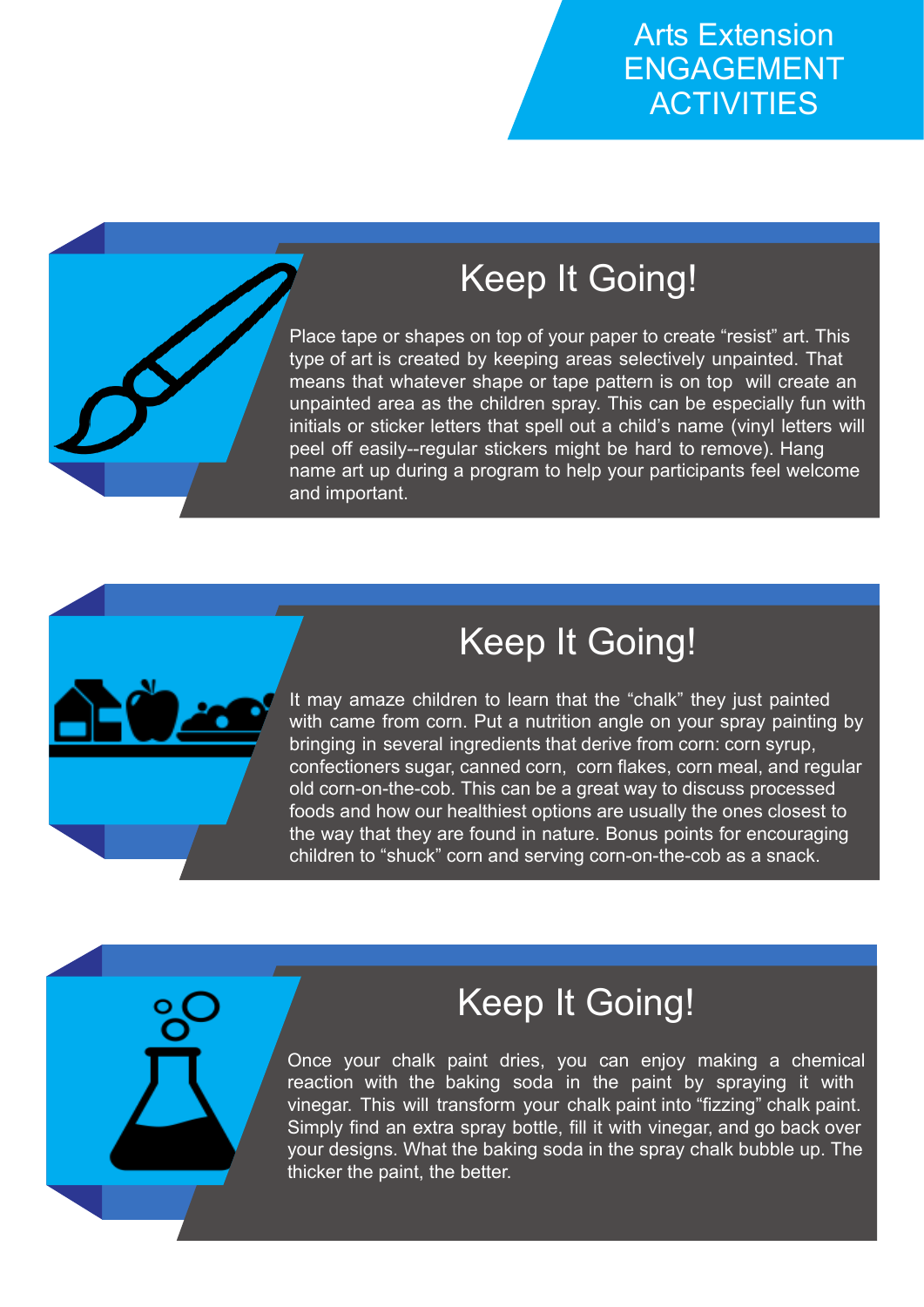Arts Extension
ENGAGEMENT
ACTIVITIES

## Keep It Going!

Place tape or shapes on top of your paper to create “resist” art. This type of art is created by keeping areas selectively unpainted. That means that whatever shape or tape pattern is on top will create an unpainted area as the children spray. This can be especially fun with initials or sticker letters that spell out a child’s name (vinyl letters will peel off easily--regular stickers might be hard to remove). Hang name art up during a program to help your participants feel welcome and important.

## Keep It Going!

It may amaze children to learn that the “chalk” they just painted with came from corn. Put a nutrition angle on your spray painting by bringing in several ingredients that derive from corn: corn syrup, confectioners sugar, canned corn, corn flakes, corn meal, and regular old corn-on-the-cob. This can be a great way to discuss processed foods and how our healthiest options are usually the ones closest to the way that they are found in nature. Bonus points for encouraging children to “shuck” corn and serving corn-on-the-cob as a snack.

## Keep It Going!

Once your chalk paint dries, you can enjoy making a chemical reaction with the baking soda in the paint by spraying it with vinegar. This will transform your chalk paint into “fizzing” chalk paint. Simply find an extra spray bottle, fill it with vinegar, and go back over your designs. What the baking soda in the spray chalk bubble up. The thicker the paint, the better.